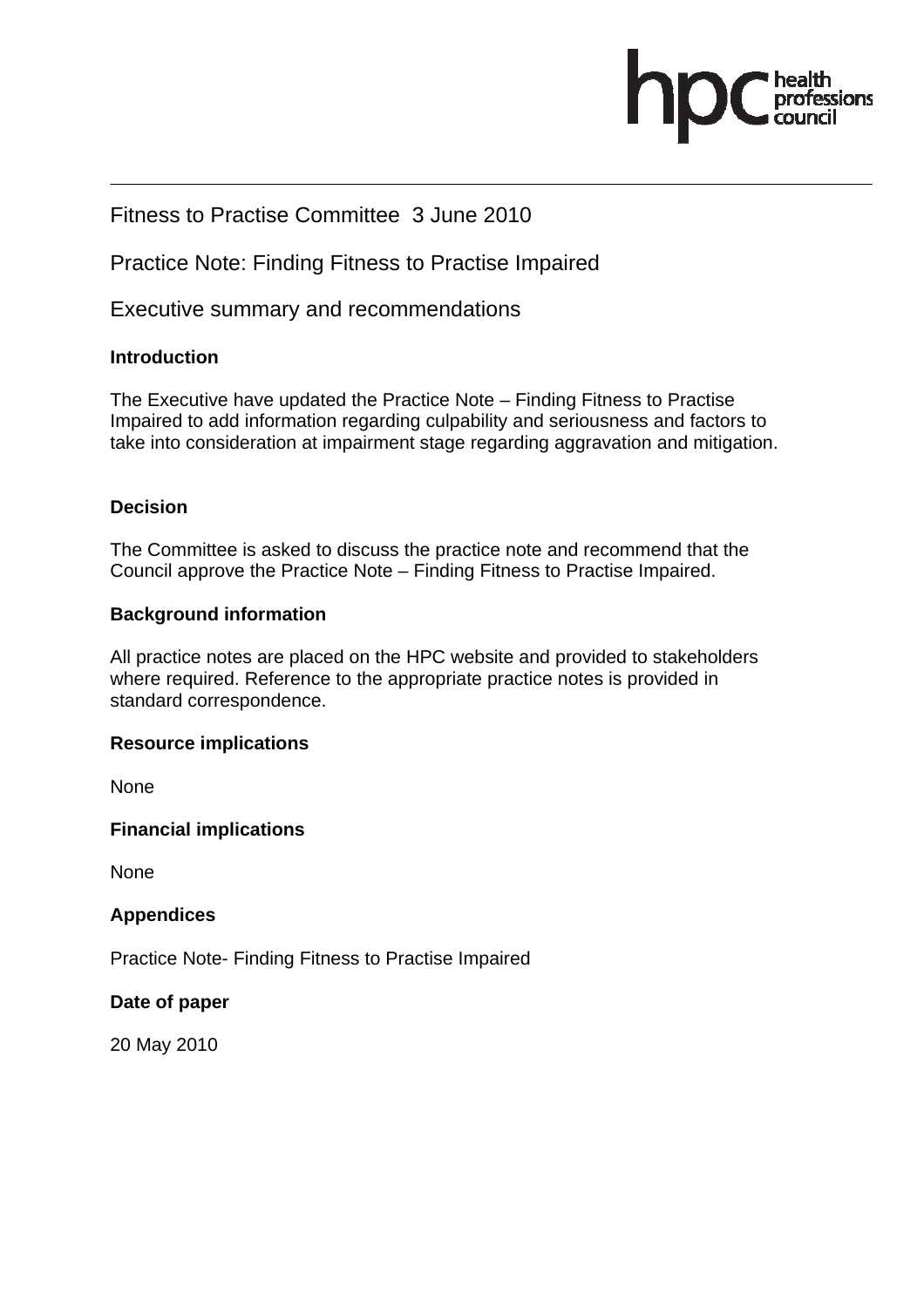Fitness to Practise Committee 3 June 2010

Practice Note: Finding Fitness to Practise Impaired

Executive summary and recommendations

**Introduction**

The Executive have updated the Practice Note – Finding Fitness to Practise Impaired to add information regarding culpability and seriousness and factors to take into consideration at impairment stage regarding aggravation and mitigation.

**Decision**

The Committee is asked to discuss the practice note and recommend that the Council approve the Practice Note – Finding Fitness to Practise Impaired.

**Background information**

All practice notes are placed on the HPC website and provided to stakeholders where required. Reference to the appropriate practice notes is provided in standard correspondence.

**Resource implications**

None

**Financial implications**

None

**Appendices**

Practice Note- Finding Fitness to Practise Impaired

**Date of paper**

20 May 2010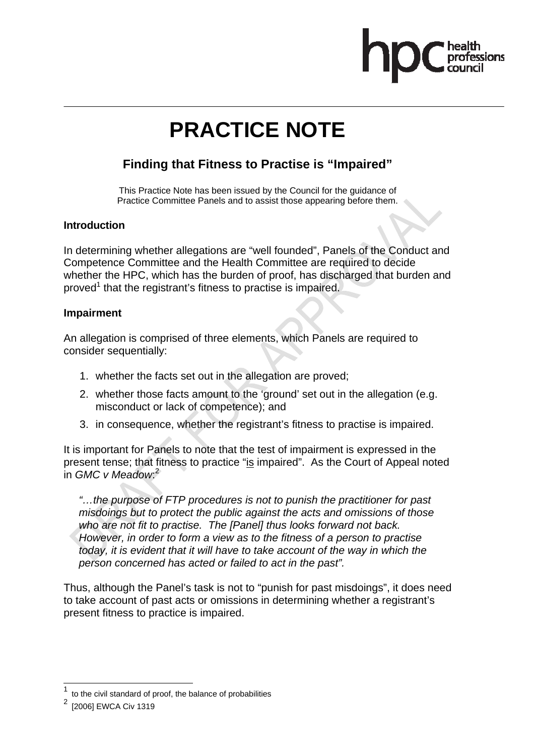# PRACTICE NOTE

## Finding that Fitness to Practise is "Impaired"

This Practice Note has been issued by the Council for the guidance of Practice Committee Panels and to assist those appearing before them.

**Introduction**

In determining whether allegations are "well founded", Panels of the Conduct and Competence Committee and the Health Committee are required to decide whether the HPC, which has the burden of proof, has discharged that burden and proved[1] that the registrant's fitness to practise is impaired.

**Impairment**

An allegation is comprised of three elements, which Panels are required to consider sequentially:

1. whether the facts set out in the allegation are proved;
2. whether those facts amount to the 'ground' set out in the allegation (e.g. misconduct or lack of competence); and
3. in consequence, whether the registrant's fitness to practise is impaired.

It is important for Panels to note that the test of impairment is expressed in the present tense; that fitness to practice "is impaired". As the Court of Appeal noted in *GMC v Meadow*:[2]

> *"…the purpose of FTP procedures is not to punish the practitioner for past misdoings but to protect the public against the acts and omissions of those who are not fit to practise. The [Panel] thus looks forward not back. However, in order to form a view as to the fitness of a person to practise today, it is evident that it will have to take account of the way in which the person concerned has acted or failed to act in the past".*

Thus, although the Panel's task is not to "punish for past misdoings", it does need to take account of past acts or omissions in determining whether a registrant's present fitness to practice is impaired.

---

[1] to the civil standard of proof, the balance of probabilities

[2] [2006] EWCA Civ 1319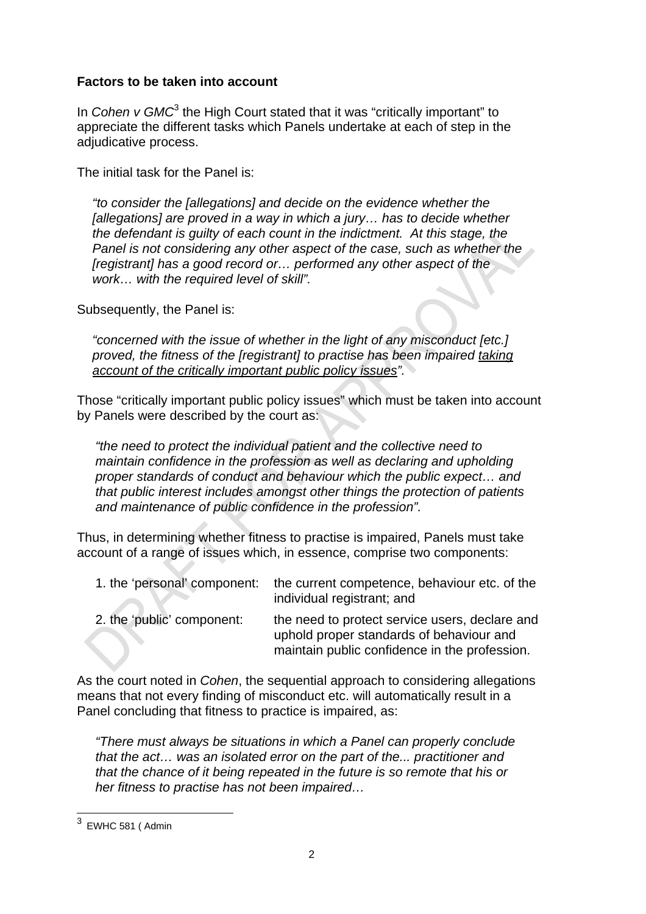**Factors to be taken into account**

In *Cohen v GMC*[3] the High Court stated that it was "critically important" to appreciate the different tasks which Panels undertake at each of step in the adjudicative process.

The initial task for the Panel is:

> *"to consider the [allegations] and decide on the evidence whether the [allegations] are proved in a way in which a jury… has to decide whether the defendant is guilty of each count in the indictment. At this stage, the Panel is not considering any other aspect of the case, such as whether the [registrant] has a good record or… performed any other aspect of the work… with the required level of skill".*

Subsequently, the Panel is:

> *"concerned with the issue of whether in the light of any misconduct [etc.] proved, the fitness of the [registrant] to practise has been impaired <u>taking account of the critically important public policy issues</u>".*

Those "critically important public policy issues" which must be taken into account by Panels were described by the court as:

> *"the need to protect the individual patient and the collective need to maintain confidence in the profession as well as declaring and upholding proper standards of conduct and behaviour which the public expect… and that public interest includes amongst other things the protection of patients and maintenance of public confidence in the profession".*

Thus, in determining whether fitness to practise is impaired, Panels must take account of a range of issues which, in essence, comprise two components:

| | |
|---|---|
| 1. the 'personal' component: | the current competence, behaviour etc. of the individual registrant; and |
| 2. the 'public' component: | the need to protect service users, declare and uphold proper standards of behaviour and maintain public confidence in the profession. |

As the court noted in *Cohen*, the sequential approach to considering allegations means that not every finding of misconduct etc. will automatically result in a Panel concluding that fitness to practice is impaired, as:

> *"There must always be situations in which a Panel can properly conclude that the act… was an isolated error on the part of the... practitioner and that the chance of it being repeated in the future is so remote that his or her fitness to practise has not been impaired…*

---

[3] EWHC 581 ( Admin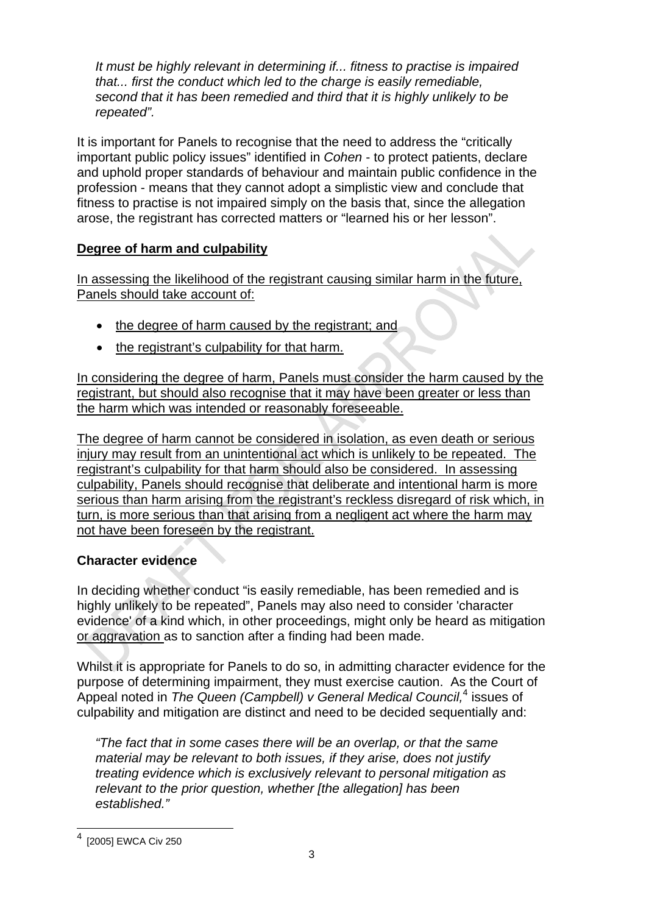*It must be highly relevant in determining if... fitness to practise is impaired that... first the conduct which led to the charge is easily remediable, second that it has been remedied and third that it is highly unlikely to be repeated".*

It is important for Panels to recognise that the need to address the "critically important public policy issues" identified in *Cohen* - to protect patients, declare and uphold proper standards of behaviour and maintain public confidence in the profession - means that they cannot adopt a simplistic view and conclude that fitness to practise is not impaired simply on the basis that, since the allegation arose, the registrant has corrected matters or "learned his or her lesson".

**Degree of harm and culpability**

In assessing the likelihood of the registrant causing similar harm in the future, Panels should take account of:

- the degree of harm caused by the registrant; and
- the registrant's culpability for that harm.

In considering the degree of harm, Panels must consider the harm caused by the registrant, but should also recognise that it may have been greater or less than the harm which was intended or reasonably foreseeable.

The degree of harm cannot be considered in isolation, as even death or serious injury may result from an unintentional act which is unlikely to be repeated. The registrant's culpability for that harm should also be considered. In assessing culpability, Panels should recognise that deliberate and intentional harm is more serious than harm arising from the registrant's reckless disregard of risk which, in turn, is more serious than that arising from a negligent act where the harm may not have been foreseen by the registrant.

**Character evidence**

In deciding whether conduct "is easily remediable, has been remedied and is highly unlikely to be repeated", Panels may also need to consider 'character evidence' of a kind which, in other proceedings, might only be heard as mitigation or aggravation as to sanction after a finding had been made.

Whilst it is appropriate for Panels to do so, in admitting character evidence for the purpose of determining impairment, they must exercise caution. As the Court of Appeal noted in *The Queen (Campbell) v General Medical Council,*[4] issues of culpability and mitigation are distinct and need to be decided sequentially and:

*"The fact that in some cases there will be an overlap, or that the same material may be relevant to both issues, if they arise, does not justify treating evidence which is exclusively relevant to personal mitigation as relevant to the prior question, whether [the allegation] has been established."*

[4] [2005] EWCA Civ 250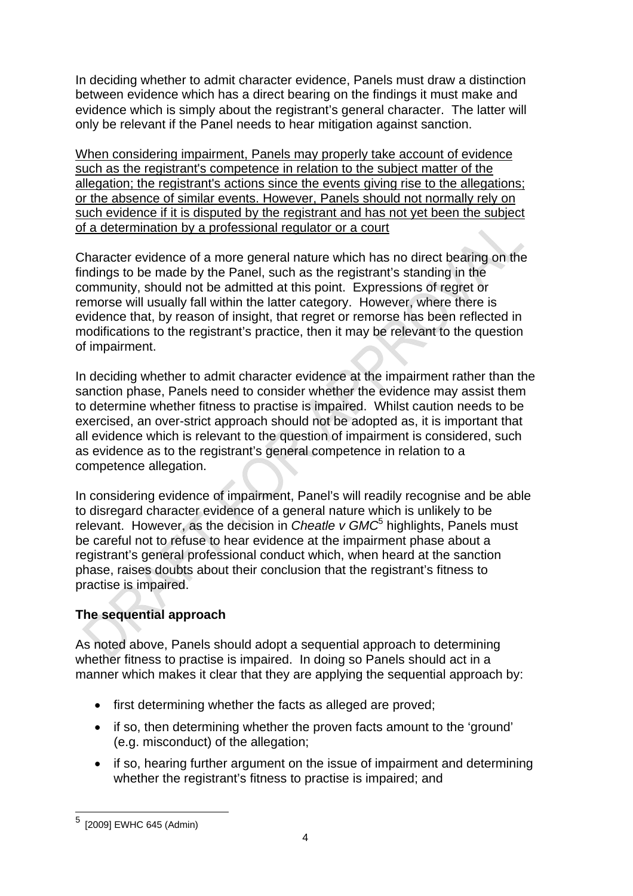In deciding whether to admit character evidence, Panels must draw a distinction between evidence which has a direct bearing on the findings it must make and evidence which is simply about the registrant's general character. The latter will only be relevant if the Panel needs to hear mitigation against sanction.

<u>When considering impairment, Panels may properly take account of evidence such as the registrant's competence in relation to the subject matter of the allegation; the registrant's actions since the events giving rise to the allegations; or the absence of similar events. However, Panels should not normally rely on such evidence if it is disputed by the registrant and has not yet been the subject of a determination by a professional regulator or a court</u>

Character evidence of a more general nature which has no direct bearing on the findings to be made by the Panel, such as the registrant's standing in the community, should not be admitted at this point. Expressions of regret or remorse will usually fall within the latter category. However, where there is evidence that, by reason of insight, that regret or remorse has been reflected in modifications to the registrant's practice, then it may be relevant to the question of impairment.

In deciding whether to admit character evidence at the impairment rather than the sanction phase, Panels need to consider whether the evidence may assist them to determine whether fitness to practise is impaired. Whilst caution needs to be exercised, an over-strict approach should not be adopted as, it is important that all evidence which is relevant to the question of impairment is considered, such as evidence as to the registrant's general competence in relation to a competence allegation.

In considering evidence of impairment, Panel's will readily recognise and be able to disregard character evidence of a general nature which is unlikely to be relevant. However, as the decision in *Cheatle v GMC*[5] highlights, Panels must be careful not to refuse to hear evidence at the impairment phase about a registrant's general professional conduct which, when heard at the sanction phase, raises doubts about their conclusion that the registrant's fitness to practise is impaired.

**The sequential approach**

As noted above, Panels should adopt a sequential approach to determining whether fitness to practise is impaired. In doing so Panels should act in a manner which makes it clear that they are applying the sequential approach by:

- first determining whether the facts as alleged are proved;
- if so, then determining whether the proven facts amount to the 'ground' (e.g. misconduct) of the allegation;
- if so, hearing further argument on the issue of impairment and determining whether the registrant's fitness to practise is impaired; and

[5] [2009] EWHC 645 (Admin)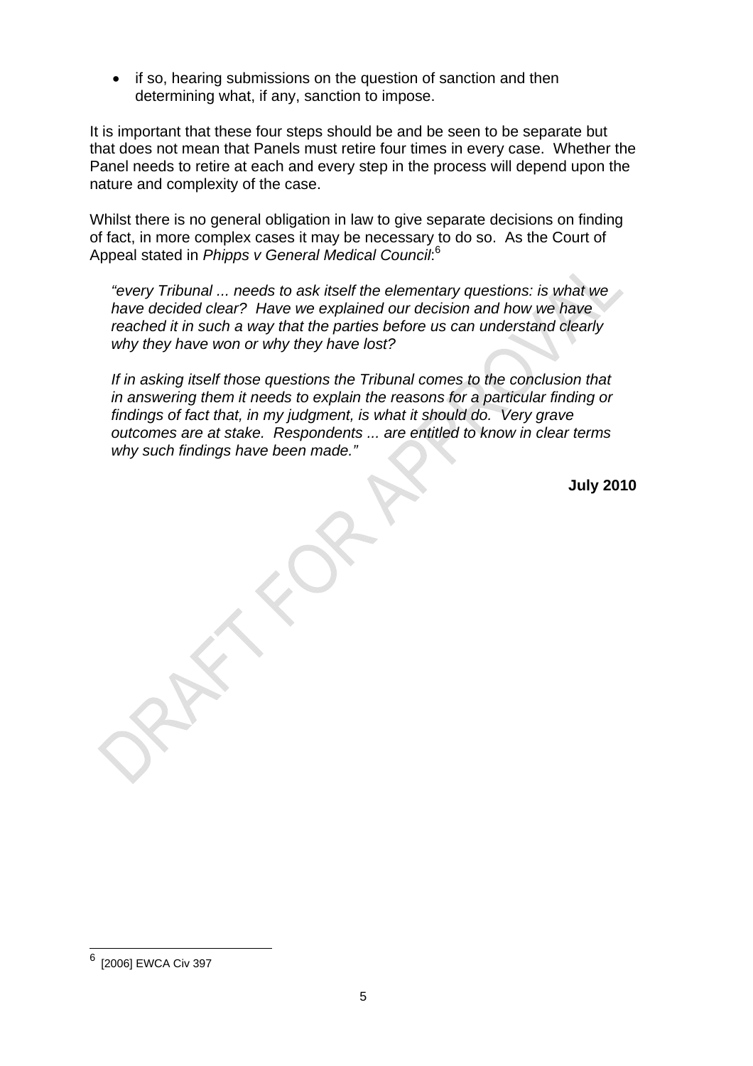- if so, hearing submissions on the question of sanction and then determining what, if any, sanction to impose.

It is important that these four steps should be and be seen to be separate but that does not mean that Panels must retire four times in every case. Whether the Panel needs to retire at each and every step in the process will depend upon the nature and complexity of the case.

Whilst there is no general obligation in law to give separate decisions on finding of fact, in more complex cases it may be necessary to do so. As the Court of Appeal stated in *Phipps v General Medical Council*:[6]

> *"every Tribunal ... needs to ask itself the elementary questions: is what we have decided clear? Have we explained our decision and how we have reached it in such a way that the parties before us can understand clearly why they have won or why they have lost?*
>
> *If in asking itself those questions the Tribunal comes to the conclusion that in answering them it needs to explain the reasons for a particular finding or findings of fact that, in my judgment, is what it should do. Very grave outcomes are at stake. Respondents ... are entitled to know in clear terms why such findings have been made."*

**July 2010**

[6] [2006] EWCA Civ 397